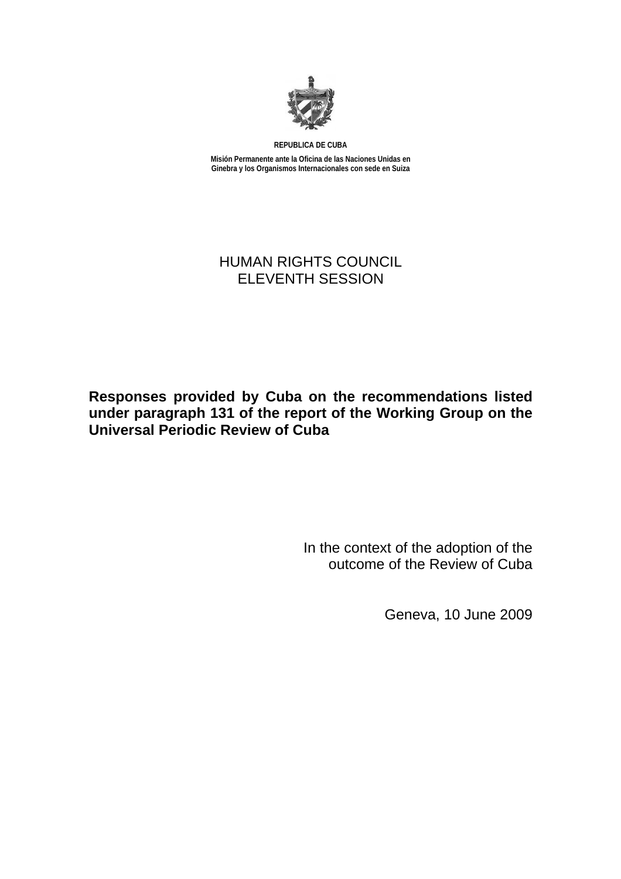**REPUBLICA DE CUBA**

**Misión Permanente ante la Oficina de las Naciones Unidas en Ginebra y los Organismos Internacionales con sede en Suiza**

HUMAN RIGHTS COUNCIL
ELEVENTH SESSION

# Responses provided by Cuba on the recommendations listed under paragraph 131 of the report of the Working Group on the Universal Periodic Review of Cuba

In the context of the adoption of the outcome of the Review of Cuba

Geneva, 10 June 2009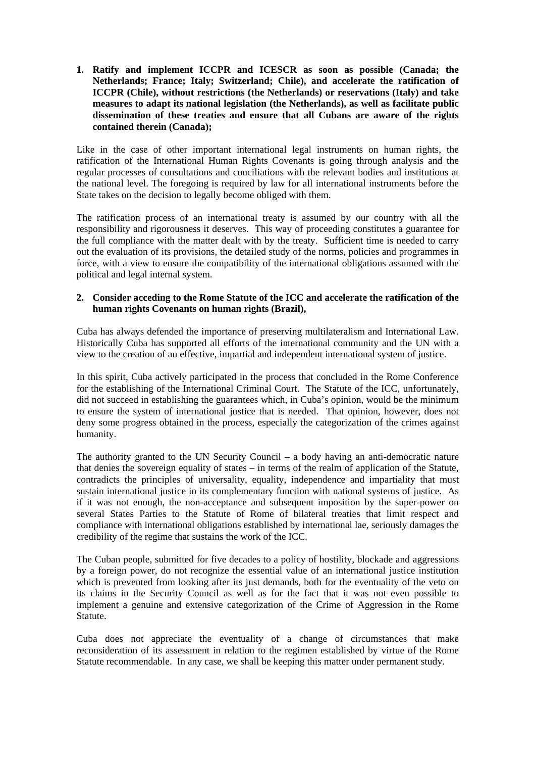1. **Ratify and implement ICCPR and ICESCR as soon as possible (Canada; the Netherlands; France; Italy; Switzerland; Chile), and accelerate the ratification of ICCPR (Chile), without restrictions (the Netherlands) or reservations (Italy) and take measures to adapt its national legislation (the Netherlands), as well as facilitate public dissemination of these treaties and ensure that all Cubans are aware of the rights contained therein (Canada);**

Like in the case of other important international legal instruments on human rights, the ratification of the International Human Rights Covenants is going through analysis and the regular processes of consultations and conciliations with the relevant bodies and institutions at the national level. The foregoing is required by law for all international instruments before the State takes on the decision to legally become obliged with them.

The ratification process of an international treaty is assumed by our country with all the responsibility and rigorousness it deserves. This way of proceeding constitutes a guarantee for the full compliance with the matter dealt with by the treaty. Sufficient time is needed to carry out the evaluation of its provisions, the detailed study of the norms, policies and programmes in force, with a view to ensure the compatibility of the international obligations assumed with the political and legal internal system.

2. **Consider acceding to the Rome Statute of the ICC and accelerate the ratification of the human rights Covenants on human rights (Brazil),**

Cuba has always defended the importance of preserving multilateralism and International Law. Historically Cuba has supported all efforts of the international community and the UN with a view to the creation of an effective, impartial and independent international system of justice.

In this spirit, Cuba actively participated in the process that concluded in the Rome Conference for the establishing of the International Criminal Court. The Statute of the ICC, unfortunately, did not succeed in establishing the guarantees which, in Cuba's opinion, would be the minimum to ensure the system of international justice that is needed. That opinion, however, does not deny some progress obtained in the process, especially the categorization of the crimes against humanity.

The authority granted to the UN Security Council – a body having an anti-democratic nature that denies the sovereign equality of states – in terms of the realm of application of the Statute, contradicts the principles of universality, equality, independence and impartiality that must sustain international justice in its complementary function with national systems of justice. As if it was not enough, the non-acceptance and subsequent imposition by the super-power on several States Parties to the Statute of Rome of bilateral treaties that limit respect and compliance with international obligations established by international lae, seriously damages the credibility of the regime that sustains the work of the ICC.

The Cuban people, submitted for five decades to a policy of hostility, blockade and aggressions by a foreign power, do not recognize the essential value of an international justice institution which is prevented from looking after its just demands, both for the eventuality of the veto on its claims in the Security Council as well as for the fact that it was not even possible to implement a genuine and extensive categorization of the Crime of Aggression in the Rome Statute.

Cuba does not appreciate the eventuality of a change of circumstances that make reconsideration of its assessment in relation to the regimen established by virtue of the Rome Statute recommendable. In any case, we shall be keeping this matter under permanent study.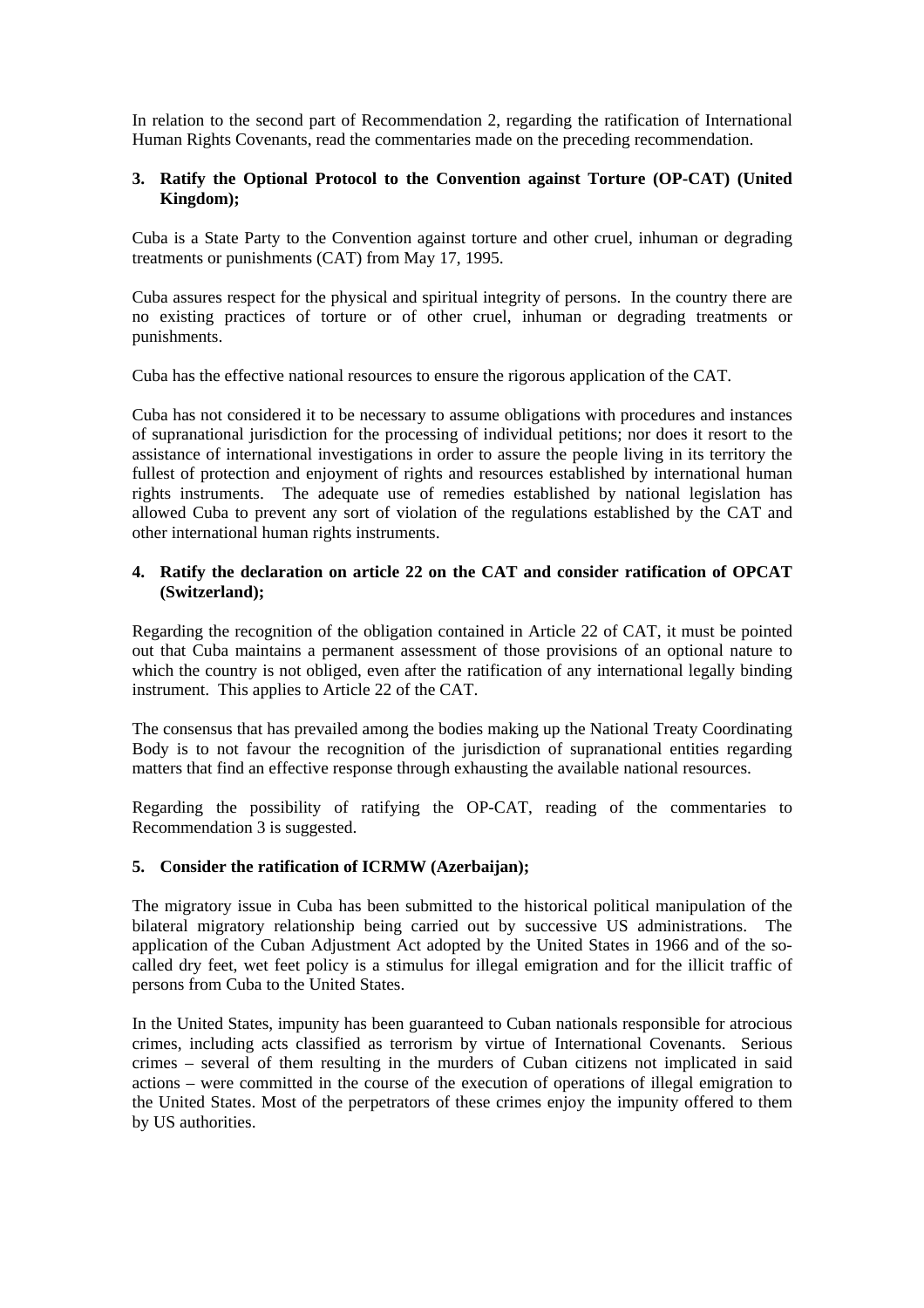In relation to the second part of Recommendation 2, regarding the ratification of International Human Rights Covenants, read the commentaries made on the preceding recommendation.

**3. Ratify the Optional Protocol to the Convention against Torture (OP-CAT) (United Kingdom);**

Cuba is a State Party to the Convention against torture and other cruel, inhuman or degrading treatments or punishments (CAT) from May 17, 1995.

Cuba assures respect for the physical and spiritual integrity of persons. In the country there are no existing practices of torture or of other cruel, inhuman or degrading treatments or punishments.

Cuba has the effective national resources to ensure the rigorous application of the CAT.

Cuba has not considered it to be necessary to assume obligations with procedures and instances of supranational jurisdiction for the processing of individual petitions; nor does it resort to the assistance of international investigations in order to assure the people living in its territory the fullest of protection and enjoyment of rights and resources established by international human rights instruments. The adequate use of remedies established by national legislation has allowed Cuba to prevent any sort of violation of the regulations established by the CAT and other international human rights instruments.

**4. Ratify the declaration on article 22 on the CAT and consider ratification of OPCAT (Switzerland);**

Regarding the recognition of the obligation contained in Article 22 of CAT, it must be pointed out that Cuba maintains a permanent assessment of those provisions of an optional nature to which the country is not obliged, even after the ratification of any international legally binding instrument. This applies to Article 22 of the CAT.

The consensus that has prevailed among the bodies making up the National Treaty Coordinating Body is to not favour the recognition of the jurisdiction of supranational entities regarding matters that find an effective response through exhausting the available national resources.

Regarding the possibility of ratifying the OP-CAT, reading of the commentaries to Recommendation 3 is suggested.

**5. Consider the ratification of ICRMW (Azerbaijan);**

The migratory issue in Cuba has been submitted to the historical political manipulation of the bilateral migratory relationship being carried out by successive US administrations. The application of the Cuban Adjustment Act adopted by the United States in 1966 and of the so-called dry feet, wet feet policy is a stimulus for illegal emigration and for the illicit traffic of persons from Cuba to the United States.

In the United States, impunity has been guaranteed to Cuban nationals responsible for atrocious crimes, including acts classified as terrorism by virtue of International Covenants. Serious crimes – several of them resulting in the murders of Cuban citizens not implicated in said actions – were committed in the course of the execution of operations of illegal emigration to the United States. Most of the perpetrators of these crimes enjoy the impunity offered to them by US authorities.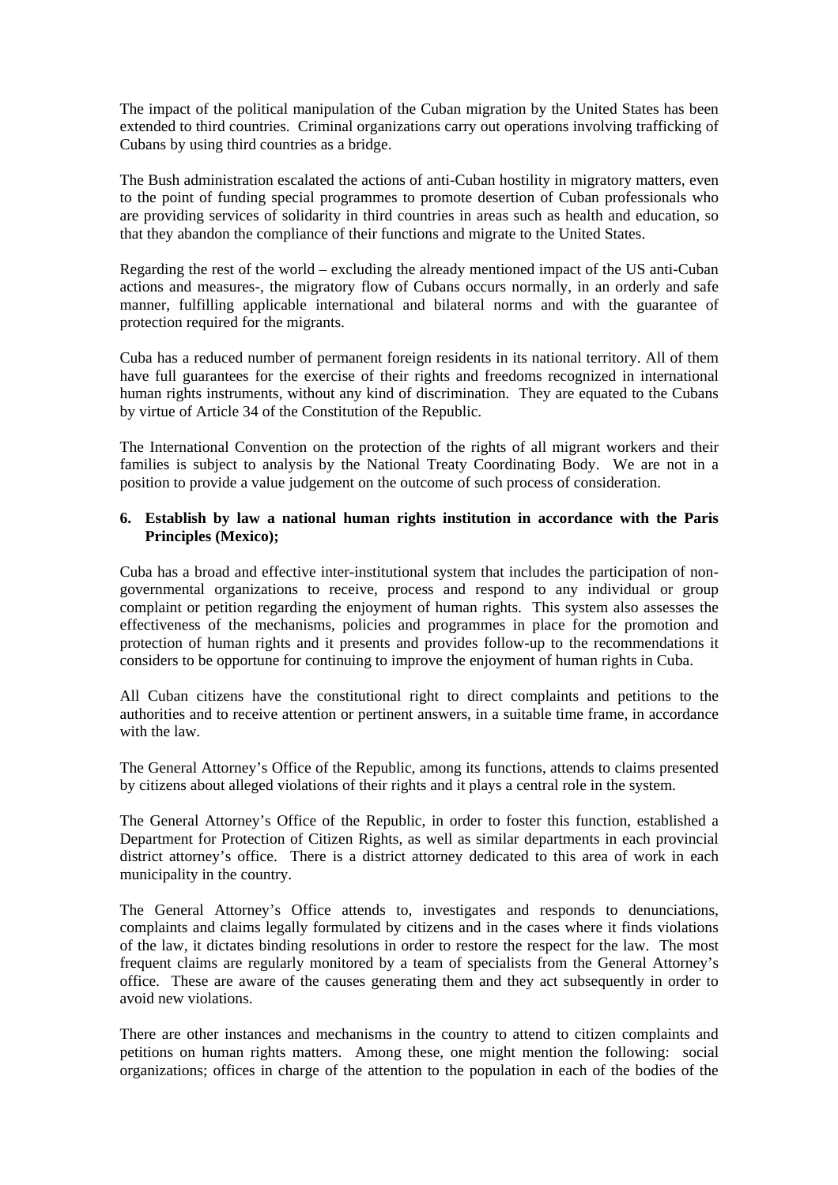The impact of the political manipulation of the Cuban migration by the United States has been extended to third countries. Criminal organizations carry out operations involving trafficking of Cubans by using third countries as a bridge.

The Bush administration escalated the actions of anti-Cuban hostility in migratory matters, even to the point of funding special programmes to promote desertion of Cuban professionals who are providing services of solidarity in third countries in areas such as health and education, so that they abandon the compliance of their functions and migrate to the United States.

Regarding the rest of the world – excluding the already mentioned impact of the US anti-Cuban actions and measures-, the migratory flow of Cubans occurs normally, in an orderly and safe manner, fulfilling applicable international and bilateral norms and with the guarantee of protection required for the migrants.

Cuba has a reduced number of permanent foreign residents in its national territory. All of them have full guarantees for the exercise of their rights and freedoms recognized in international human rights instruments, without any kind of discrimination. They are equated to the Cubans by virtue of Article 34 of the Constitution of the Republic.

The International Convention on the protection of the rights of all migrant workers and their families is subject to analysis by the National Treaty Coordinating Body. We are not in a position to provide a value judgement on the outcome of such process of consideration.

**6. Establish by law a national human rights institution in accordance with the Paris Principles (Mexico);**

Cuba has a broad and effective inter-institutional system that includes the participation of non-governmental organizations to receive, process and respond to any individual or group complaint or petition regarding the enjoyment of human rights. This system also assesses the effectiveness of the mechanisms, policies and programmes in place for the promotion and protection of human rights and it presents and provides follow-up to the recommendations it considers to be opportune for continuing to improve the enjoyment of human rights in Cuba.

All Cuban citizens have the constitutional right to direct complaints and petitions to the authorities and to receive attention or pertinent answers, in a suitable time frame, in accordance with the law.

The General Attorney's Office of the Republic, among its functions, attends to claims presented by citizens about alleged violations of their rights and it plays a central role in the system.

The General Attorney's Office of the Republic, in order to foster this function, established a Department for Protection of Citizen Rights, as well as similar departments in each provincial district attorney's office. There is a district attorney dedicated to this area of work in each municipality in the country.

The General Attorney's Office attends to, investigates and responds to denunciations, complaints and claims legally formulated by citizens and in the cases where it finds violations of the law, it dictates binding resolutions in order to restore the respect for the law. The most frequent claims are regularly monitored by a team of specialists from the General Attorney's office. These are aware of the causes generating them and they act subsequently in order to avoid new violations.

There are other instances and mechanisms in the country to attend to citizen complaints and petitions on human rights matters. Among these, one might mention the following: social organizations; offices in charge of the attention to the population in each of the bodies of the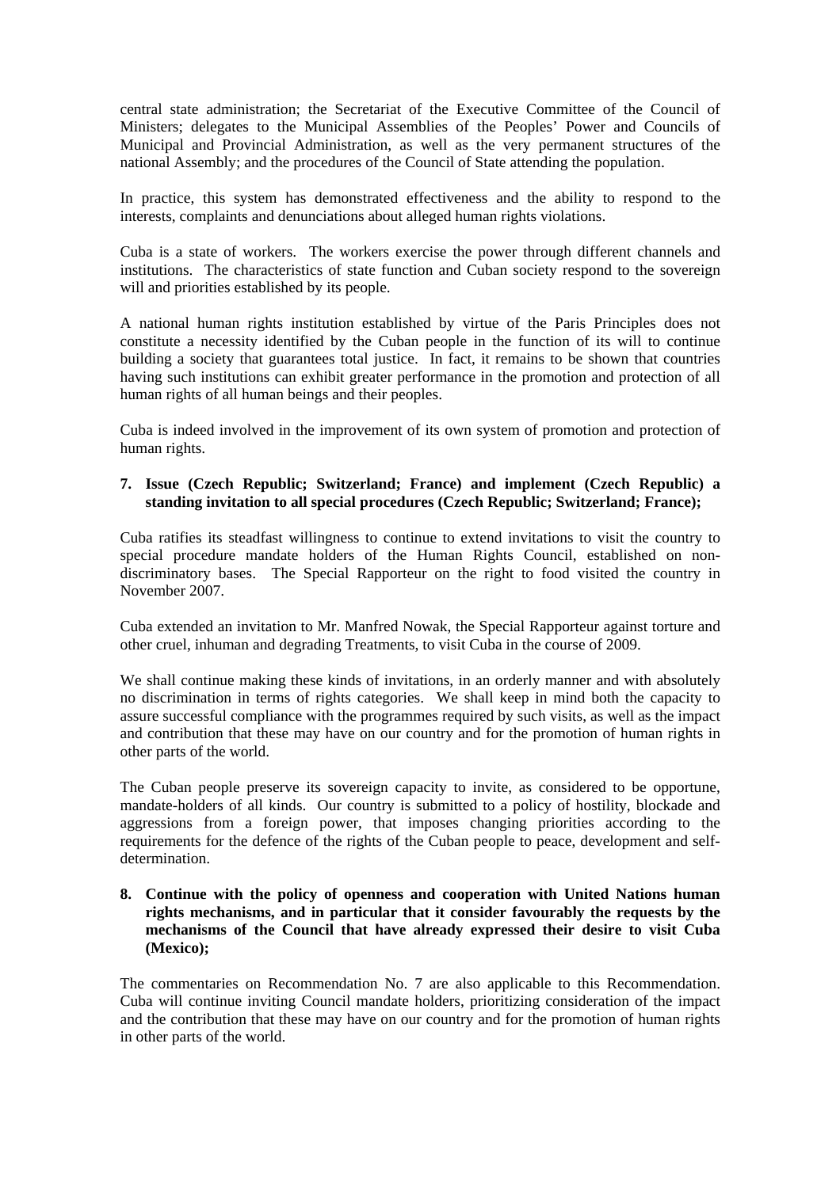central state administration; the Secretariat of the Executive Committee of the Council of Ministers; delegates to the Municipal Assemblies of the Peoples' Power and Councils of Municipal and Provincial Administration, as well as the very permanent structures of the national Assembly; and the procedures of the Council of State attending the population.

In practice, this system has demonstrated effectiveness and the ability to respond to the interests, complaints and denunciations about alleged human rights violations.

Cuba is a state of workers. The workers exercise the power through different channels and institutions. The characteristics of state function and Cuban society respond to the sovereign will and priorities established by its people.

A national human rights institution established by virtue of the Paris Principles does not constitute a necessity identified by the Cuban people in the function of its will to continue building a society that guarantees total justice. In fact, it remains to be shown that countries having such institutions can exhibit greater performance in the promotion and protection of all human rights of all human beings and their peoples.

Cuba is indeed involved in the improvement of its own system of promotion and protection of human rights.

**7. Issue (Czech Republic; Switzerland; France) and implement (Czech Republic) a standing invitation to all special procedures (Czech Republic; Switzerland; France);**

Cuba ratifies its steadfast willingness to continue to extend invitations to visit the country to special procedure mandate holders of the Human Rights Council, established on non-discriminatory bases. The Special Rapporteur on the right to food visited the country in November 2007.

Cuba extended an invitation to Mr. Manfred Nowak, the Special Rapporteur against torture and other cruel, inhuman and degrading Treatments, to visit Cuba in the course of 2009.

We shall continue making these kinds of invitations, in an orderly manner and with absolutely no discrimination in terms of rights categories. We shall keep in mind both the capacity to assure successful compliance with the programmes required by such visits, as well as the impact and contribution that these may have on our country and for the promotion of human rights in other parts of the world.

The Cuban people preserve its sovereign capacity to invite, as considered to be opportune, mandate-holders of all kinds. Our country is submitted to a policy of hostility, blockade and aggressions from a foreign power, that imposes changing priorities according to the requirements for the defence of the rights of the Cuban people to peace, development and self-determination.

**8. Continue with the policy of openness and cooperation with United Nations human rights mechanisms, and in particular that it consider favourably the requests by the mechanisms of the Council that have already expressed their desire to visit Cuba (Mexico);**

The commentaries on Recommendation No. 7 are also applicable to this Recommendation. Cuba will continue inviting Council mandate holders, prioritizing consideration of the impact and the contribution that these may have on our country and for the promotion of human rights in other parts of the world.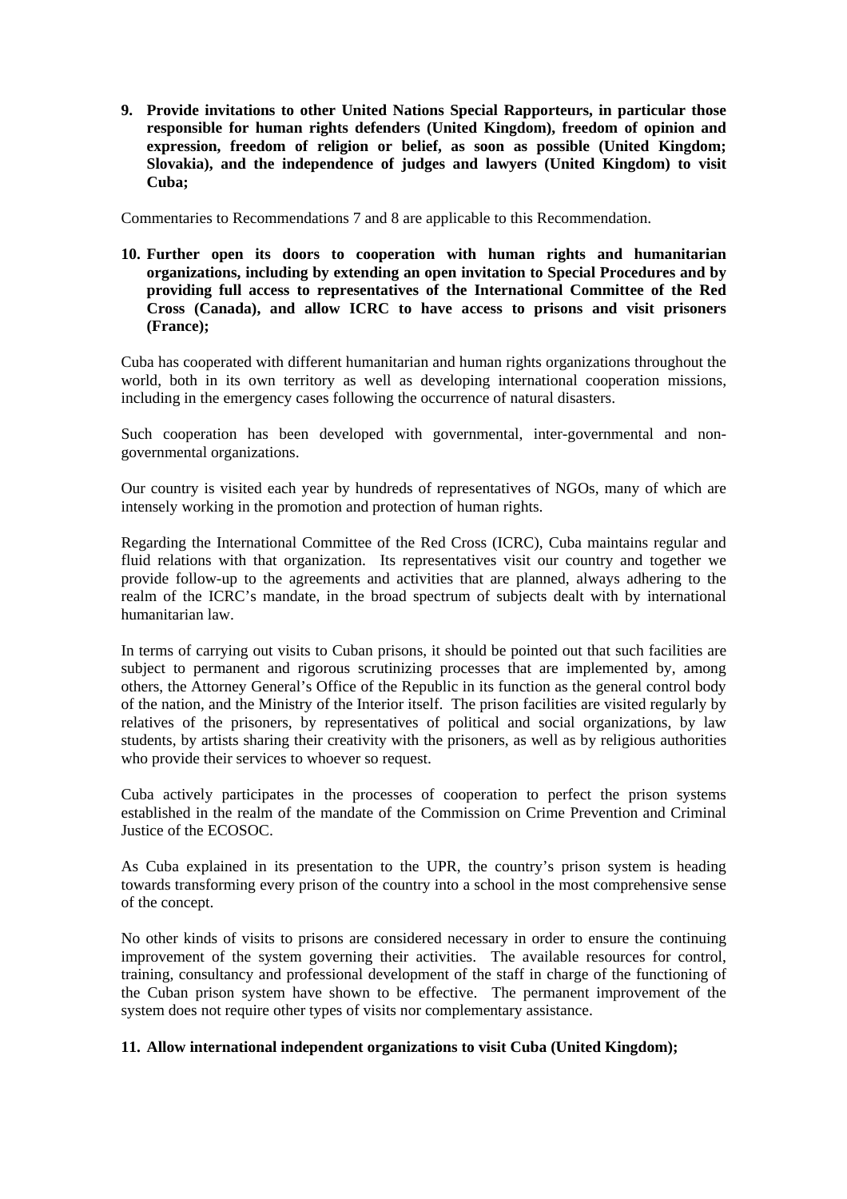**9. Provide invitations to other United Nations Special Rapporteurs, in particular those responsible for human rights defenders (United Kingdom), freedom of opinion and expression, freedom of religion or belief, as soon as possible (United Kingdom; Slovakia), and the independence of judges and lawyers (United Kingdom) to visit Cuba;**

Commentaries to Recommendations 7 and 8 are applicable to this Recommendation.

**10. Further open its doors to cooperation with human rights and humanitarian organizations, including by extending an open invitation to Special Procedures and by providing full access to representatives of the International Committee of the Red Cross (Canada), and allow ICRC to have access to prisons and visit prisoners (France);**

Cuba has cooperated with different humanitarian and human rights organizations throughout the world, both in its own territory as well as developing international cooperation missions, including in the emergency cases following the occurrence of natural disasters.

Such cooperation has been developed with governmental, inter-governmental and non-governmental organizations.

Our country is visited each year by hundreds of representatives of NGOs, many of which are intensely working in the promotion and protection of human rights.

Regarding the International Committee of the Red Cross (ICRC), Cuba maintains regular and fluid relations with that organization. Its representatives visit our country and together we provide follow-up to the agreements and activities that are planned, always adhering to the realm of the ICRC's mandate, in the broad spectrum of subjects dealt with by international humanitarian law.

In terms of carrying out visits to Cuban prisons, it should be pointed out that such facilities are subject to permanent and rigorous scrutinizing processes that are implemented by, among others, the Attorney General's Office of the Republic in its function as the general control body of the nation, and the Ministry of the Interior itself. The prison facilities are visited regularly by relatives of the prisoners, by representatives of political and social organizations, by law students, by artists sharing their creativity with the prisoners, as well as by religious authorities who provide their services to whoever so request.

Cuba actively participates in the processes of cooperation to perfect the prison systems established in the realm of the mandate of the Commission on Crime Prevention and Criminal Justice of the ECOSOC.

As Cuba explained in its presentation to the UPR, the country's prison system is heading towards transforming every prison of the country into a school in the most comprehensive sense of the concept.

No other kinds of visits to prisons are considered necessary in order to ensure the continuing improvement of the system governing their activities. The available resources for control, training, consultancy and professional development of the staff in charge of the functioning of the Cuban prison system have shown to be effective. The permanent improvement of the system does not require other types of visits nor complementary assistance.

**11. Allow international independent organizations to visit Cuba (United Kingdom);**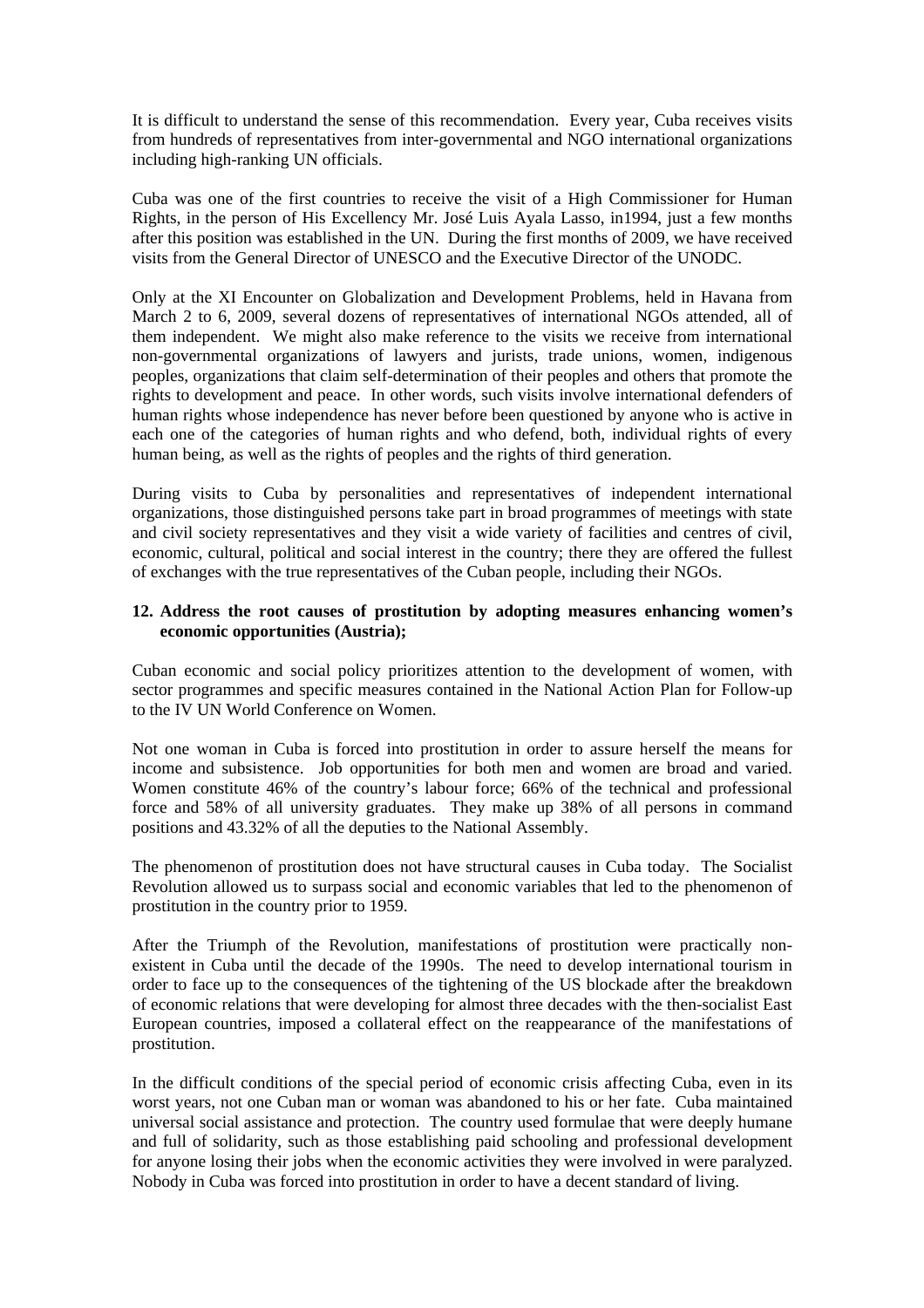It is difficult to understand the sense of this recommendation. Every year, Cuba receives visits from hundreds of representatives from inter-governmental and NGO international organizations including high-ranking UN officials.

Cuba was one of the first countries to receive the visit of a High Commissioner for Human Rights, in the person of His Excellency Mr. José Luis Ayala Lasso, in1994, just a few months after this position was established in the UN. During the first months of 2009, we have received visits from the General Director of UNESCO and the Executive Director of the UNODC.

Only at the XI Encounter on Globalization and Development Problems, held in Havana from March 2 to 6, 2009, several dozens of representatives of international NGOs attended, all of them independent. We might also make reference to the visits we receive from international non-governmental organizations of lawyers and jurists, trade unions, women, indigenous peoples, organizations that claim self-determination of their peoples and others that promote the rights to development and peace. In other words, such visits involve international defenders of human rights whose independence has never before been questioned by anyone who is active in each one of the categories of human rights and who defend, both, individual rights of every human being, as well as the rights of peoples and the rights of third generation.

During visits to Cuba by personalities and representatives of independent international organizations, those distinguished persons take part in broad programmes of meetings with state and civil society representatives and they visit a wide variety of facilities and centres of civil, economic, cultural, political and social interest in the country; there they are offered the fullest of exchanges with the true representatives of the Cuban people, including their NGOs.

**12. Address the root causes of prostitution by adopting measures enhancing women's economic opportunities (Austria);**

Cuban economic and social policy prioritizes attention to the development of women, with sector programmes and specific measures contained in the National Action Plan for Follow-up to the IV UN World Conference on Women.

Not one woman in Cuba is forced into prostitution in order to assure herself the means for income and subsistence. Job opportunities for both men and women are broad and varied. Women constitute 46% of the country's labour force; 66% of the technical and professional force and 58% of all university graduates. They make up 38% of all persons in command positions and 43.32% of all the deputies to the National Assembly.

The phenomenon of prostitution does not have structural causes in Cuba today. The Socialist Revolution allowed us to surpass social and economic variables that led to the phenomenon of prostitution in the country prior to 1959.

After the Triumph of the Revolution, manifestations of prostitution were practically non-existent in Cuba until the decade of the 1990s. The need to develop international tourism in order to face up to the consequences of the tightening of the US blockade after the breakdown of economic relations that were developing for almost three decades with the then-socialist East European countries, imposed a collateral effect on the reappearance of the manifestations of prostitution.

In the difficult conditions of the special period of economic crisis affecting Cuba, even in its worst years, not one Cuban man or woman was abandoned to his or her fate. Cuba maintained universal social assistance and protection. The country used formulae that were deeply humane and full of solidarity, such as those establishing paid schooling and professional development for anyone losing their jobs when the economic activities they were involved in were paralyzed. Nobody in Cuba was forced into prostitution in order to have a decent standard of living.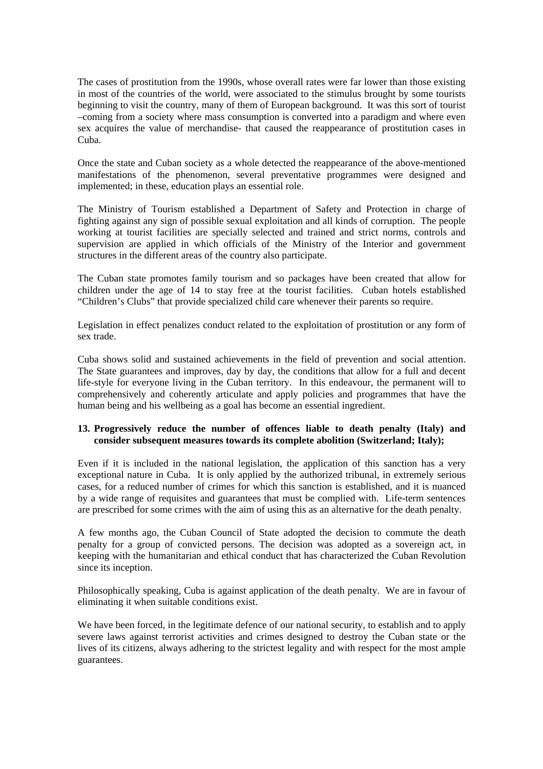The cases of prostitution from the 1990s, whose overall rates were far lower than those existing in most of the countries of the world, were associated to the stimulus brought by some tourists beginning to visit the country, many of them of European background. It was this sort of tourist –coming from a society where mass consumption is converted into a paradigm and where even sex acquires the value of merchandise- that caused the reappearance of prostitution cases in Cuba.

Once the state and Cuban society as a whole detected the reappearance of the above-mentioned manifestations of the phenomenon, several preventative programmes were designed and implemented; in these, education plays an essential role.

The Ministry of Tourism established a Department of Safety and Protection in charge of fighting against any sign of possible sexual exploitation and all kinds of corruption. The people working at tourist facilities are specially selected and trained and strict norms, controls and supervision are applied in which officials of the Ministry of the Interior and government structures in the different areas of the country also participate.

The Cuban state promotes family tourism and so packages have been created that allow for children under the age of 14 to stay free at the tourist facilities. Cuban hotels established "Children's Clubs" that provide specialized child care whenever their parents so require.

Legislation in effect penalizes conduct related to the exploitation of prostitution or any form of sex trade.

Cuba shows solid and sustained achievements in the field of prevention and social attention. The State guarantees and improves, day by day, the conditions that allow for a full and decent life-style for everyone living in the Cuban territory. In this endeavour, the permanent will to comprehensively and coherently articulate and apply policies and programmes that have the human being and his wellbeing as a goal has become an essential ingredient.

**13. Progressively reduce the number of offences liable to death penalty (Italy) and consider subsequent measures towards its complete abolition (Switzerland; Italy);**

Even if it is included in the national legislation, the application of this sanction has a very exceptional nature in Cuba. It is only applied by the authorized tribunal, in extremely serious cases, for a reduced number of crimes for which this sanction is established, and it is nuanced by a wide range of requisites and guarantees that must be complied with. Life-term sentences are prescribed for some crimes with the aim of using this as an alternative for the death penalty.

A few months ago, the Cuban Council of State adopted the decision to commute the death penalty for a group of convicted persons. The decision was adopted as a sovereign act, in keeping with the humanitarian and ethical conduct that has characterized the Cuban Revolution since its inception.

Philosophically speaking, Cuba is against application of the death penalty. We are in favour of eliminating it when suitable conditions exist.

We have been forced, in the legitimate defence of our national security, to establish and to apply severe laws against terrorist activities and crimes designed to destroy the Cuban state or the lives of its citizens, always adhering to the strictest legality and with respect for the most ample guarantees.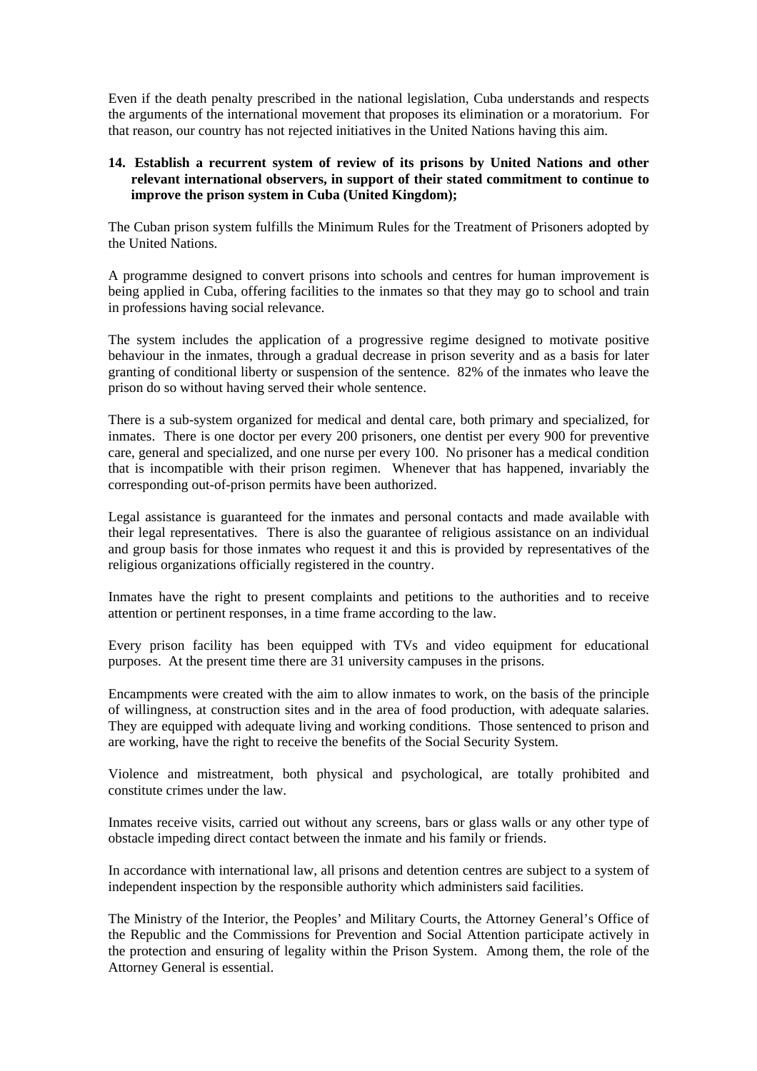Even if the death penalty prescribed in the national legislation, Cuba understands and respects the arguments of the international movement that proposes its elimination or a moratorium. For that reason, our country has not rejected initiatives in the United Nations having this aim.

**14. Establish a recurrent system of review of its prisons by United Nations and other relevant international observers, in support of their stated commitment to continue to improve the prison system in Cuba (United Kingdom);**

The Cuban prison system fulfills the Minimum Rules for the Treatment of Prisoners adopted by the United Nations.

A programme designed to convert prisons into schools and centres for human improvement is being applied in Cuba, offering facilities to the inmates so that they may go to school and train in professions having social relevance.

The system includes the application of a progressive regime designed to motivate positive behaviour in the inmates, through a gradual decrease in prison severity and as a basis for later granting of conditional liberty or suspension of the sentence. 82% of the inmates who leave the prison do so without having served their whole sentence.

There is a sub-system organized for medical and dental care, both primary and specialized, for inmates. There is one doctor per every 200 prisoners, one dentist per every 900 for preventive care, general and specialized, and one nurse per every 100. No prisoner has a medical condition that is incompatible with their prison regimen. Whenever that has happened, invariably the corresponding out-of-prison permits have been authorized.

Legal assistance is guaranteed for the inmates and personal contacts and made available with their legal representatives. There is also the guarantee of religious assistance on an individual and group basis for those inmates who request it and this is provided by representatives of the religious organizations officially registered in the country.

Inmates have the right to present complaints and petitions to the authorities and to receive attention or pertinent responses, in a time frame according to the law.

Every prison facility has been equipped with TVs and video equipment for educational purposes. At the present time there are 31 university campuses in the prisons.

Encampments were created with the aim to allow inmates to work, on the basis of the principle of willingness, at construction sites and in the area of food production, with adequate salaries. They are equipped with adequate living and working conditions. Those sentenced to prison and are working, have the right to receive the benefits of the Social Security System.

Violence and mistreatment, both physical and psychological, are totally prohibited and constitute crimes under the law.

Inmates receive visits, carried out without any screens, bars or glass walls or any other type of obstacle impeding direct contact between the inmate and his family or friends.

In accordance with international law, all prisons and detention centres are subject to a system of independent inspection by the responsible authority which administers said facilities.

The Ministry of the Interior, the Peoples' and Military Courts, the Attorney General's Office of the Republic and the Commissions for Prevention and Social Attention participate actively in the protection and ensuring of legality within the Prison System. Among them, the role of the Attorney General is essential.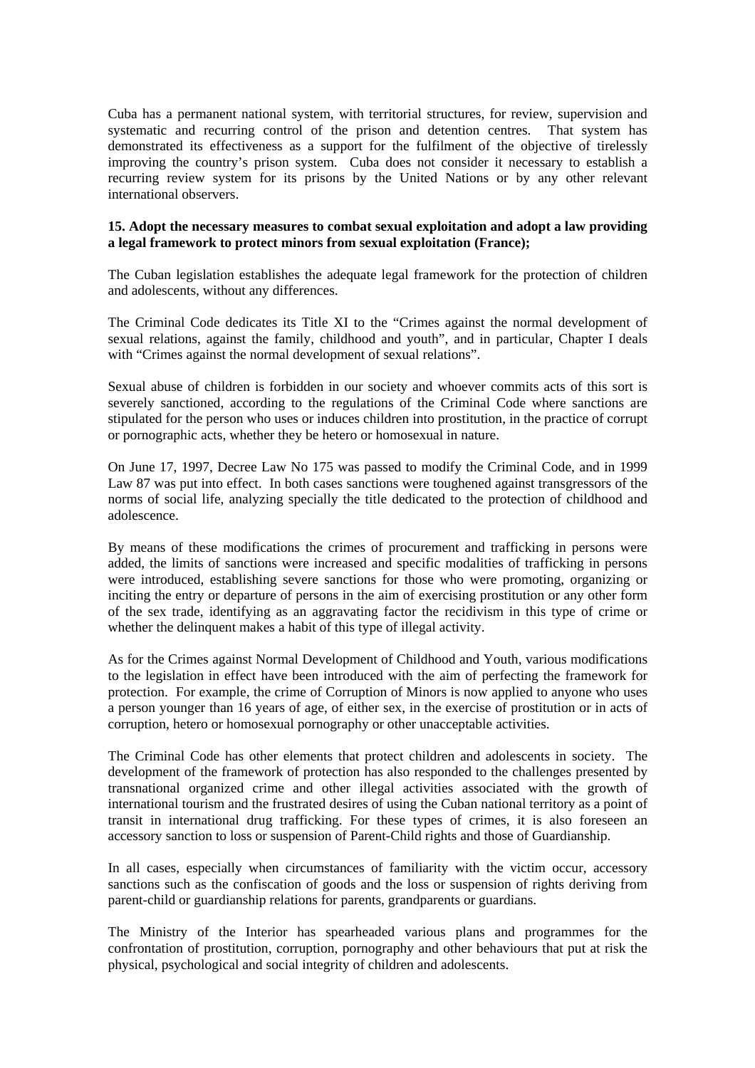Cuba has a permanent national system, with territorial structures, for review, supervision and systematic and recurring control of the prison and detention centres. That system has demonstrated its effectiveness as a support for the fulfilment of the objective of tirelessly improving the country's prison system. Cuba does not consider it necessary to establish a recurring review system for its prisons by the United Nations or by any other relevant international observers.

**15. Adopt the necessary measures to combat sexual exploitation and adopt a law providing a legal framework to protect minors from sexual exploitation (France);**

The Cuban legislation establishes the adequate legal framework for the protection of children and adolescents, without any differences.

The Criminal Code dedicates its Title XI to the "Crimes against the normal development of sexual relations, against the family, childhood and youth", and in particular, Chapter I deals with "Crimes against the normal development of sexual relations".

Sexual abuse of children is forbidden in our society and whoever commits acts of this sort is severely sanctioned, according to the regulations of the Criminal Code where sanctions are stipulated for the person who uses or induces children into prostitution, in the practice of corrupt or pornographic acts, whether they be hetero or homosexual in nature.

On June 17, 1997, Decree Law No 175 was passed to modify the Criminal Code, and in 1999 Law 87 was put into effect. In both cases sanctions were toughened against transgressors of the norms of social life, analyzing specially the title dedicated to the protection of childhood and adolescence.

By means of these modifications the crimes of procurement and trafficking in persons were added, the limits of sanctions were increased and specific modalities of trafficking in persons were introduced, establishing severe sanctions for those who were promoting, organizing or inciting the entry or departure of persons in the aim of exercising prostitution or any other form of the sex trade, identifying as an aggravating factor the recidivism in this type of crime or whether the delinquent makes a habit of this type of illegal activity.

As for the Crimes against Normal Development of Childhood and Youth, various modifications to the legislation in effect have been introduced with the aim of perfecting the framework for protection. For example, the crime of Corruption of Minors is now applied to anyone who uses a person younger than 16 years of age, of either sex, in the exercise of prostitution or in acts of corruption, hetero or homosexual pornography or other unacceptable activities.

The Criminal Code has other elements that protect children and adolescents in society. The development of the framework of protection has also responded to the challenges presented by transnational organized crime and other illegal activities associated with the growth of international tourism and the frustrated desires of using the Cuban national territory as a point of transit in international drug trafficking. For these types of crimes, it is also foreseen an accessory sanction to loss or suspension of Parent-Child rights and those of Guardianship.

In all cases, especially when circumstances of familiarity with the victim occur, accessory sanctions such as the confiscation of goods and the loss or suspension of rights deriving from parent-child or guardianship relations for parents, grandparents or guardians.

The Ministry of the Interior has spearheaded various plans and programmes for the confrontation of prostitution, corruption, pornography and other behaviours that put at risk the physical, psychological and social integrity of children and adolescents.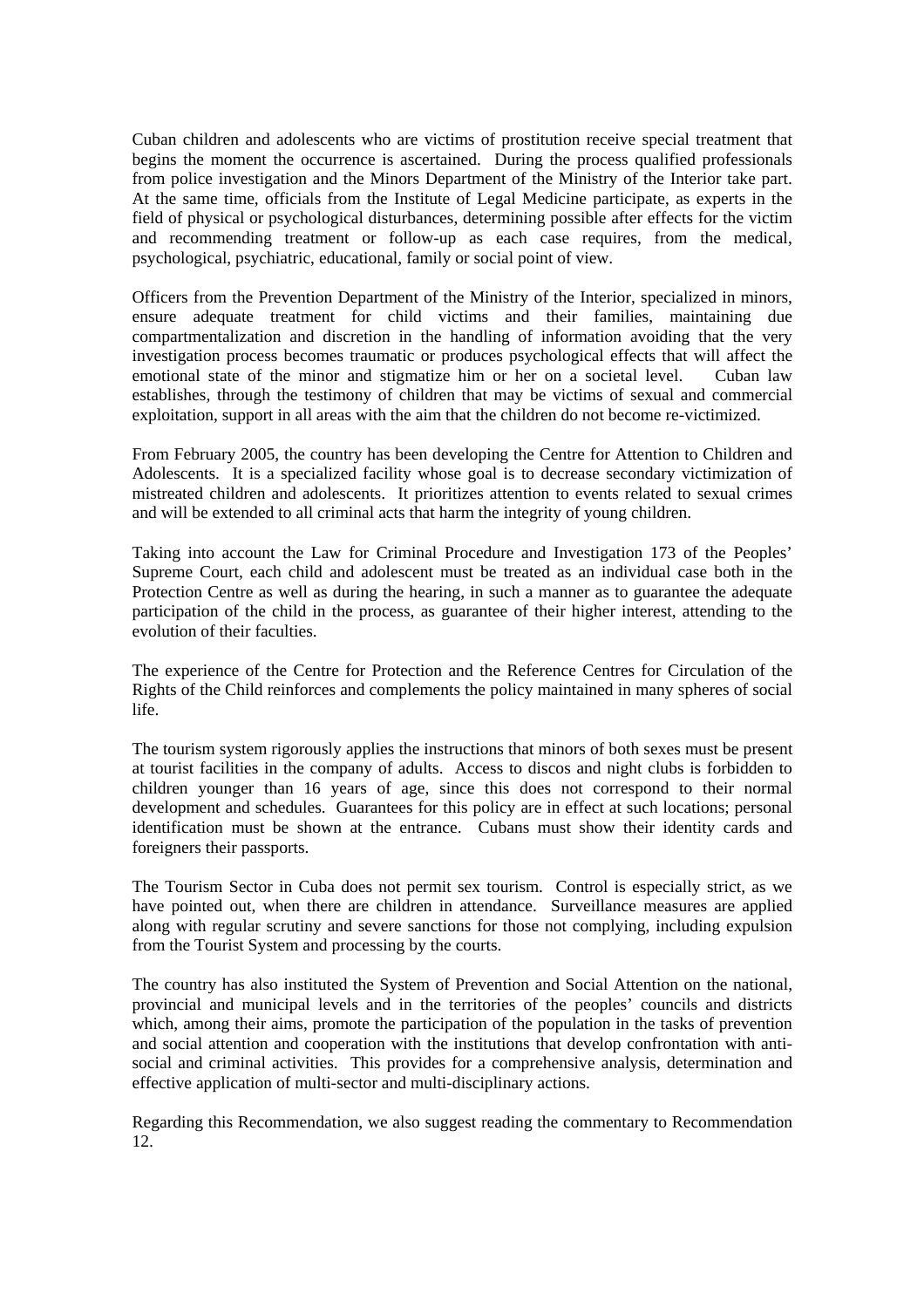Cuban children and adolescents who are victims of prostitution receive special treatment that begins the moment the occurrence is ascertained. During the process qualified professionals from police investigation and the Minors Department of the Ministry of the Interior take part. At the same time, officials from the Institute of Legal Medicine participate, as experts in the field of physical or psychological disturbances, determining possible after effects for the victim and recommending treatment or follow-up as each case requires, from the medical, psychological, psychiatric, educational, family or social point of view.

Officers from the Prevention Department of the Ministry of the Interior, specialized in minors, ensure adequate treatment for child victims and their families, maintaining due compartmentalization and discretion in the handling of information avoiding that the very investigation process becomes traumatic or produces psychological effects that will affect the emotional state of the minor and stigmatize him or her on a societal level. Cuban law establishes, through the testimony of children that may be victims of sexual and commercial exploitation, support in all areas with the aim that the children do not become re-victimized.

From February 2005, the country has been developing the Centre for Attention to Children and Adolescents. It is a specialized facility whose goal is to decrease secondary victimization of mistreated children and adolescents. It prioritizes attention to events related to sexual crimes and will be extended to all criminal acts that harm the integrity of young children.

Taking into account the Law for Criminal Procedure and Investigation 173 of the Peoples' Supreme Court, each child and adolescent must be treated as an individual case both in the Protection Centre as well as during the hearing, in such a manner as to guarantee the adequate participation of the child in the process, as guarantee of their higher interest, attending to the evolution of their faculties.

The experience of the Centre for Protection and the Reference Centres for Circulation of the Rights of the Child reinforces and complements the policy maintained in many spheres of social life.

The tourism system rigorously applies the instructions that minors of both sexes must be present at tourist facilities in the company of adults. Access to discos and night clubs is forbidden to children younger than 16 years of age, since this does not correspond to their normal development and schedules. Guarantees for this policy are in effect at such locations; personal identification must be shown at the entrance. Cubans must show their identity cards and foreigners their passports.

The Tourism Sector in Cuba does not permit sex tourism. Control is especially strict, as we have pointed out, when there are children in attendance. Surveillance measures are applied along with regular scrutiny and severe sanctions for those not complying, including expulsion from the Tourist System and processing by the courts.

The country has also instituted the System of Prevention and Social Attention on the national, provincial and municipal levels and in the territories of the peoples' councils and districts which, among their aims, promote the participation of the population in the tasks of prevention and social attention and cooperation with the institutions that develop confrontation with anti-social and criminal activities. This provides for a comprehensive analysis, determination and effective application of multi-sector and multi-disciplinary actions.

Regarding this Recommendation, we also suggest reading the commentary to Recommendation 12.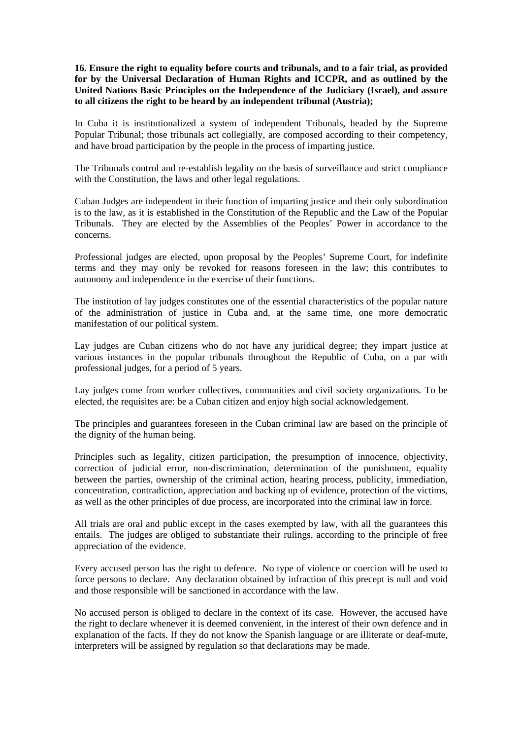**16. Ensure the right to equality before courts and tribunals, and to a fair trial, as provided for by the Universal Declaration of Human Rights and ICCPR, and as outlined by the United Nations Basic Principles on the Independence of the Judiciary (Israel), and assure to all citizens the right to be heard by an independent tribunal (Austria);**

In Cuba it is institutionalized a system of independent Tribunals, headed by the Supreme Popular Tribunal; those tribunals act collegially, are composed according to their competency, and have broad participation by the people in the process of imparting justice.

The Tribunals control and re-establish legality on the basis of surveillance and strict compliance with the Constitution, the laws and other legal regulations.

Cuban Judges are independent in their function of imparting justice and their only subordination is to the law, as it is established in the Constitution of the Republic and the Law of the Popular Tribunals. They are elected by the Assemblies of the Peoples' Power in accordance to the concerns.

Professional judges are elected, upon proposal by the Peoples' Supreme Court, for indefinite terms and they may only be revoked for reasons foreseen in the law; this contributes to autonomy and independence in the exercise of their functions.

The institution of lay judges constitutes one of the essential characteristics of the popular nature of the administration of justice in Cuba and, at the same time, one more democratic manifestation of our political system.

Lay judges are Cuban citizens who do not have any juridical degree; they impart justice at various instances in the popular tribunals throughout the Republic of Cuba, on a par with professional judges, for a period of 5 years.

Lay judges come from worker collectives, communities and civil society organizations. To be elected, the requisites are: be a Cuban citizen and enjoy high social acknowledgement.

The principles and guarantees foreseen in the Cuban criminal law are based on the principle of the dignity of the human being.

Principles such as legality, citizen participation, the presumption of innocence, objectivity, correction of judicial error, non-discrimination, determination of the punishment, equality between the parties, ownership of the criminal action, hearing process, publicity, immediation, concentration, contradiction, appreciation and backing up of evidence, protection of the victims, as well as the other principles of due process, are incorporated into the criminal law in force.

All trials are oral and public except in the cases exempted by law, with all the guarantees this entails. The judges are obliged to substantiate their rulings, according to the principle of free appreciation of the evidence.

Every accused person has the right to defence. No type of violence or coercion will be used to force persons to declare. Any declaration obtained by infraction of this precept is null and void and those responsible will be sanctioned in accordance with the law.

No accused person is obliged to declare in the context of its case. However, the accused have the right to declare whenever it is deemed convenient, in the interest of their own defence and in explanation of the facts. If they do not know the Spanish language or are illiterate or deaf-mute, interpreters will be assigned by regulation so that declarations may be made.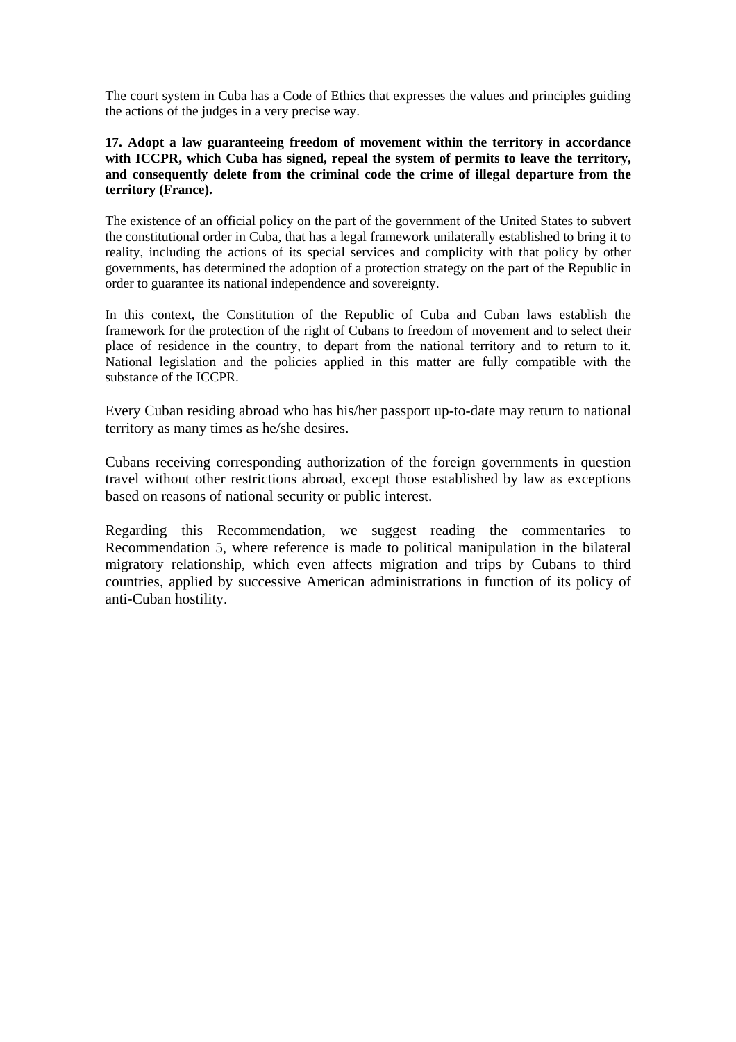The court system in Cuba has a Code of Ethics that expresses the values and principles guiding the actions of the judges in a very precise way.

**17. Adopt a law guaranteeing freedom of movement within the territory in accordance with ICCPR, which Cuba has signed, repeal the system of permits to leave the territory, and consequently delete from the criminal code the crime of illegal departure from the territory (France).**

The existence of an official policy on the part of the government of the United States to subvert the constitutional order in Cuba, that has a legal framework unilaterally established to bring it to reality, including the actions of its special services and complicity with that policy by other governments, has determined the adoption of a protection strategy on the part of the Republic in order to guarantee its national independence and sovereignty.

In this context, the Constitution of the Republic of Cuba and Cuban laws establish the framework for the protection of the right of Cubans to freedom of movement and to select their place of residence in the country, to depart from the national territory and to return to it. National legislation and the policies applied in this matter are fully compatible with the substance of the ICCPR.

Every Cuban residing abroad who has his/her passport up-to-date may return to national territory as many times as he/she desires.

Cubans receiving corresponding authorization of the foreign governments in question travel without other restrictions abroad, except those established by law as exceptions based on reasons of national security or public interest.

Regarding this Recommendation, we suggest reading the commentaries to Recommendation 5, where reference is made to political manipulation in the bilateral migratory relationship, which even affects migration and trips by Cubans to third countries, applied by successive American administrations in function of its policy of anti-Cuban hostility.